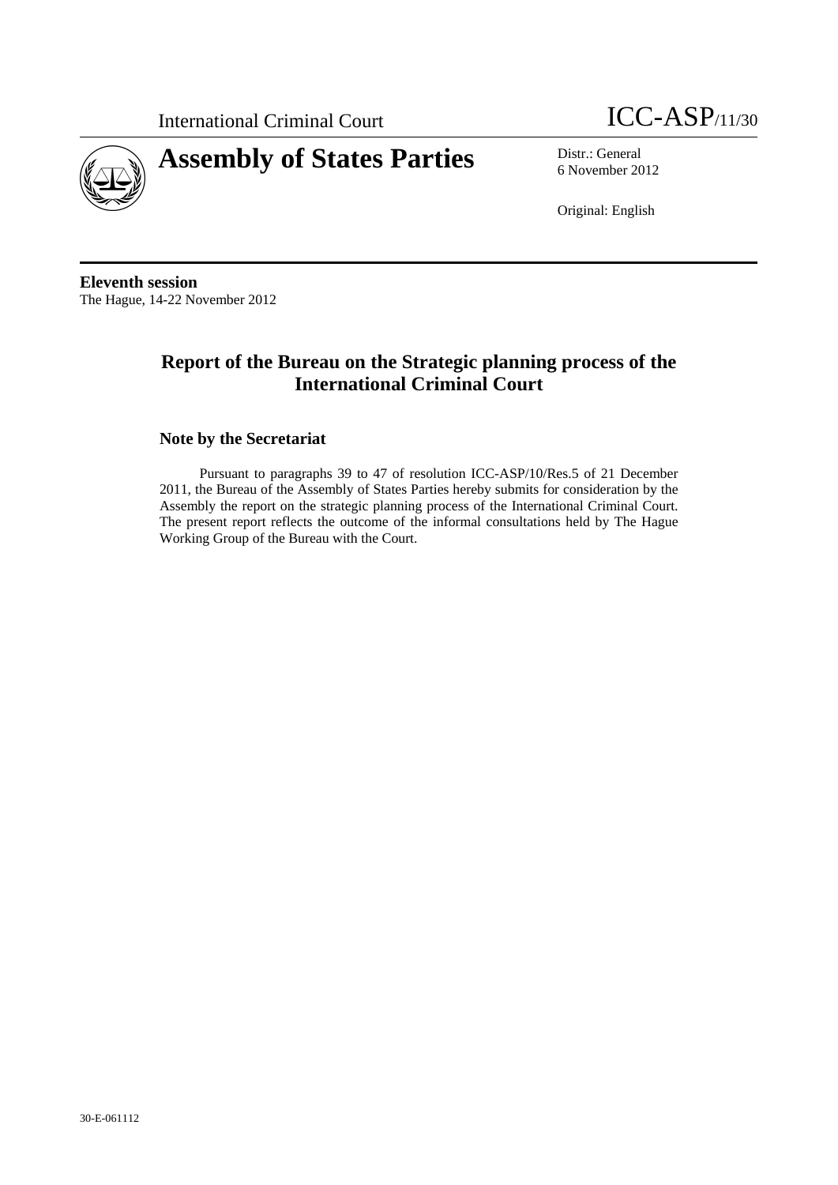International Criminal Court

ICC-ASP/11/30

# Assembly of States Parties

Distr.: General
6 November 2012

Original: English

**Eleventh session**
The Hague, 14-22 November 2012

## Report of the Bureau on the Strategic planning process of the International Criminal Court

### Note by the Secretariat

Pursuant to paragraphs 39 to 47 of resolution ICC-ASP/10/Res.5 of 21 December 2011, the Bureau of the Assembly of States Parties hereby submits for consideration by the Assembly the report on the strategic planning process of the International Criminal Court. The present report reflects the outcome of the informal consultations held by The Hague Working Group of the Bureau with the Court.

30-E-061112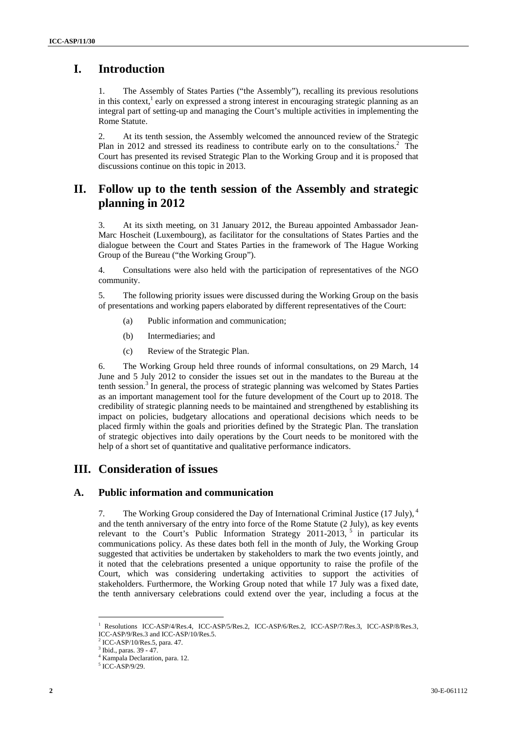# I. Introduction

1. The Assembly of States Parties ("the Assembly"), recalling its previous resolutions in this context,[1] early on expressed a strong interest in encouraging strategic planning as an integral part of setting-up and managing the Court's multiple activities in implementing the Rome Statute.

2. At its tenth session, the Assembly welcomed the announced review of the Strategic Plan in 2012 and stressed its readiness to contribute early on to the consultations.[2] The Court has presented its revised Strategic Plan to the Working Group and it is proposed that discussions continue on this topic in 2013.

# II. Follow up to the tenth session of the Assembly and strategic planning in 2012

3. At its sixth meeting, on 31 January 2012, the Bureau appointed Ambassador Jean-Marc Hoscheit (Luxembourg), as facilitator for the consultations of States Parties and the dialogue between the Court and States Parties in the framework of The Hague Working Group of the Bureau ("the Working Group").

4. Consultations were also held with the participation of representatives of the NGO community.

5. The following priority issues were discussed during the Working Group on the basis of presentations and working papers elaborated by different representatives of the Court:

(a) Public information and communication;

(b) Intermediaries; and

(c) Review of the Strategic Plan.

6. The Working Group held three rounds of informal consultations, on 29 March, 14 June and 5 July 2012 to consider the issues set out in the mandates to the Bureau at the tenth session.[3] In general, the process of strategic planning was welcomed by States Parties as an important management tool for the future development of the Court up to 2018. The credibility of strategic planning needs to be maintained and strengthened by establishing its impact on policies, budgetary allocations and operational decisions which needs to be placed firmly within the goals and priorities defined by the Strategic Plan. The translation of strategic objectives into daily operations by the Court needs to be monitored with the help of a short set of quantitative and qualitative performance indicators.

# III. Consideration of issues

## A. Public information and communication

7. The Working Group considered the Day of International Criminal Justice (17 July),[4] and the tenth anniversary of the entry into force of the Rome Statute (2 July), as key events relevant to the Court's Public Information Strategy 2011-2013,[5] in particular its communications policy. As these dates both fell in the month of July, the Working Group suggested that activities be undertaken by stakeholders to mark the two events jointly, and it noted that the celebrations presented a unique opportunity to raise the profile of the Court, which was considering undertaking activities to support the activities of stakeholders. Furthermore, the Working Group noted that while 17 July was a fixed date, the tenth anniversary celebrations could extend over the year, including a focus at the

---

[1] Resolutions ICC-ASP/4/Res.4, ICC-ASP/5/Res.2, ICC-ASP/6/Res.2, ICC-ASP/7/Res.3, ICC-ASP/8/Res.3, ICC-ASP/9/Res.3 and ICC-ASP/10/Res.5.

[2] ICC-ASP/10/Res.5, para. 47.

[3] Ibid., paras. 39 - 47.

[4] Kampala Declaration, para. 12.

[5] ICC-ASP/9/29.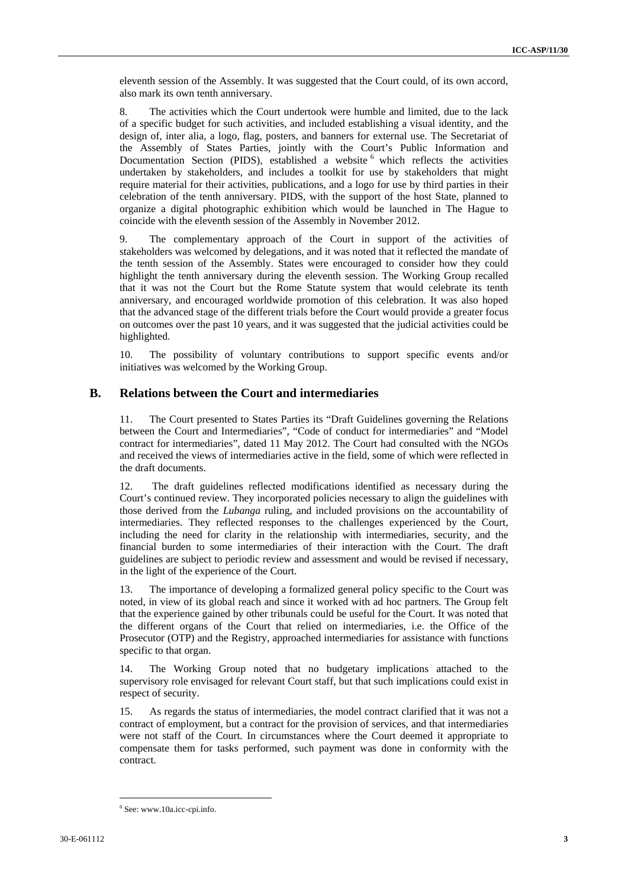eleventh session of the Assembly. It was suggested that the Court could, of its own accord, also mark its own tenth anniversary.

8. The activities which the Court undertook were humble and limited, due to the lack of a specific budget for such activities, and included establishing a visual identity, and the design of, inter alia, a logo, flag, posters, and banners for external use. The Secretariat of the Assembly of States Parties, jointly with the Court's Public Information and Documentation Section (PIDS), established a website [6] which reflects the activities undertaken by stakeholders, and includes a toolkit for use by stakeholders that might require material for their activities, publications, and a logo for use by third parties in their celebration of the tenth anniversary. PIDS, with the support of the host State, planned to organize a digital photographic exhibition which would be launched in The Hague to coincide with the eleventh session of the Assembly in November 2012.

9. The complementary approach of the Court in support of the activities of stakeholders was welcomed by delegations, and it was noted that it reflected the mandate of the tenth session of the Assembly. States were encouraged to consider how they could highlight the tenth anniversary during the eleventh session. The Working Group recalled that it was not the Court but the Rome Statute system that would celebrate its tenth anniversary, and encouraged worldwide promotion of this celebration. It was also hoped that the advanced stage of the different trials before the Court would provide a greater focus on outcomes over the past 10 years, and it was suggested that the judicial activities could be highlighted.

10. The possibility of voluntary contributions to support specific events and/or initiatives was welcomed by the Working Group.

## B. Relations between the Court and intermediaries

11. The Court presented to States Parties its "Draft Guidelines governing the Relations between the Court and Intermediaries", "Code of conduct for intermediaries" and "Model contract for intermediaries", dated 11 May 2012. The Court had consulted with the NGOs and received the views of intermediaries active in the field, some of which were reflected in the draft documents.

12. The draft guidelines reflected modifications identified as necessary during the Court's continued review. They incorporated policies necessary to align the guidelines with those derived from the *Lubanga* ruling, and included provisions on the accountability of intermediaries. They reflected responses to the challenges experienced by the Court, including the need for clarity in the relationship with intermediaries, security, and the financial burden to some intermediaries of their interaction with the Court. The draft guidelines are subject to periodic review and assessment and would be revised if necessary, in the light of the experience of the Court.

13. The importance of developing a formalized general policy specific to the Court was noted, in view of its global reach and since it worked with ad hoc partners. The Group felt that the experience gained by other tribunals could be useful for the Court. It was noted that the different organs of the Court that relied on intermediaries, i.e. the Office of the Prosecutor (OTP) and the Registry, approached intermediaries for assistance with functions specific to that organ.

14. The Working Group noted that no budgetary implications attached to the supervisory role envisaged for relevant Court staff, but that such implications could exist in respect of security.

15. As regards the status of intermediaries, the model contract clarified that it was not a contract of employment, but a contract for the provision of services, and that intermediaries were not staff of the Court. In circumstances where the Court deemed it appropriate to compensate them for tasks performed, such payment was done in conformity with the contract.

---

[6] See: www.10a.icc-cpi.info.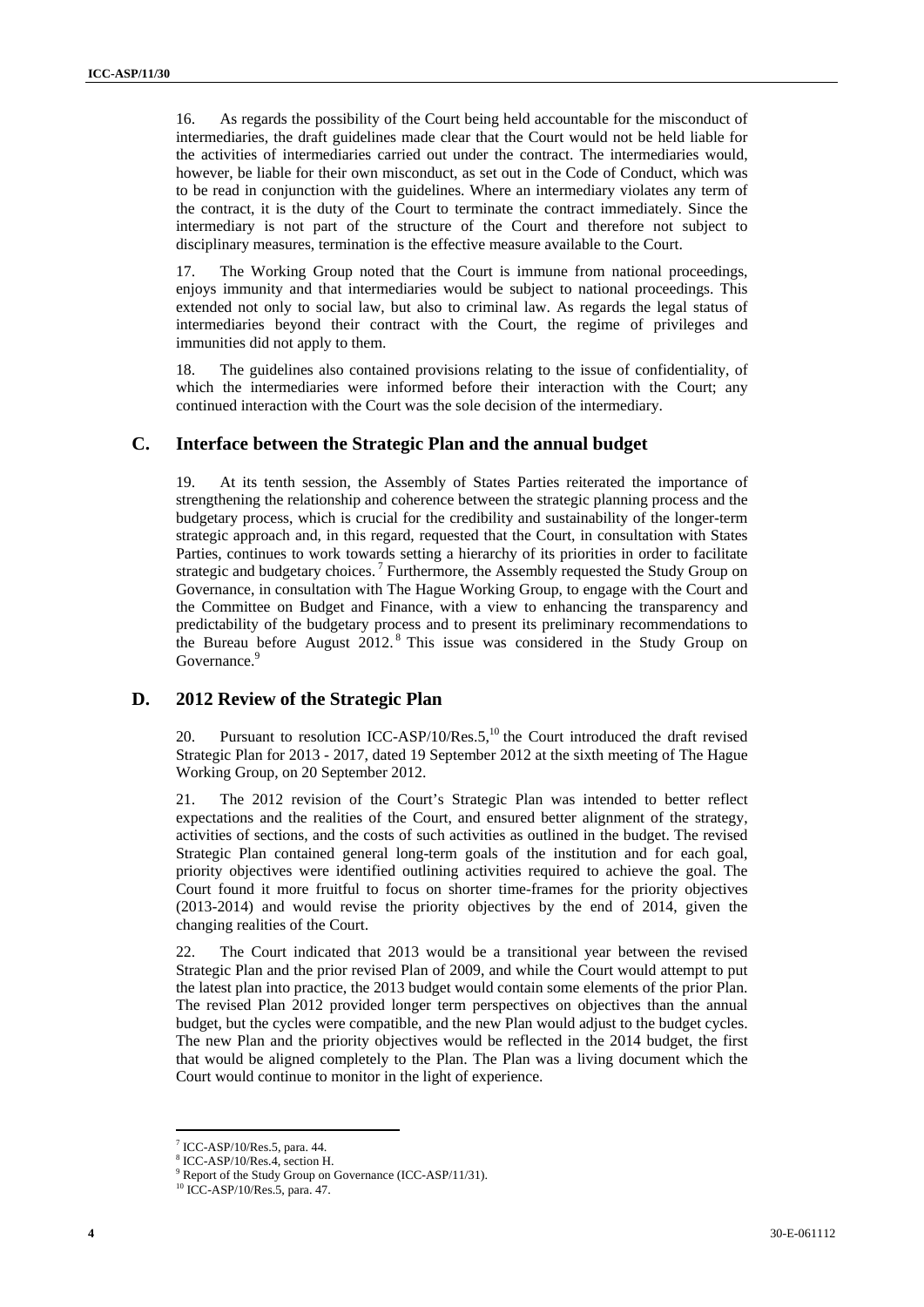16. As regards the possibility of the Court being held accountable for the misconduct of intermediaries, the draft guidelines made clear that the Court would not be held liable for the activities of intermediaries carried out under the contract. The intermediaries would, however, be liable for their own misconduct, as set out in the Code of Conduct, which was to be read in conjunction with the guidelines. Where an intermediary violates any term of the contract, it is the duty of the Court to terminate the contract immediately. Since the intermediary is not part of the structure of the Court and therefore not subject to disciplinary measures, termination is the effective measure available to the Court.

17. The Working Group noted that the Court is immune from national proceedings, enjoys immunity and that intermediaries would be subject to national proceedings. This extended not only to social law, but also to criminal law. As regards the legal status of intermediaries beyond their contract with the Court, the regime of privileges and immunities did not apply to them.

18. The guidelines also contained provisions relating to the issue of confidentiality, of which the intermediaries were informed before their interaction with the Court; any continued interaction with the Court was the sole decision of the intermediary.

## C. Interface between the Strategic Plan and the annual budget

19. At its tenth session, the Assembly of States Parties reiterated the importance of strengthening the relationship and coherence between the strategic planning process and the budgetary process, which is crucial for the credibility and sustainability of the longer-term strategic approach and, in this regard, requested that the Court, in consultation with States Parties, continues to work towards setting a hierarchy of its priorities in order to facilitate strategic and budgetary choices.[7] Furthermore, the Assembly requested the Study Group on Governance, in consultation with The Hague Working Group, to engage with the Court and the Committee on Budget and Finance, with a view to enhancing the transparency and predictability of the budgetary process and to present its preliminary recommendations to the Bureau before August 2012.[8] This issue was considered in the Study Group on Governance.[9]

## D. 2012 Review of the Strategic Plan

20. Pursuant to resolution ICC-ASP/10/Res.5,[10] the Court introduced the draft revised Strategic Plan for 2013 - 2017, dated 19 September 2012 at the sixth meeting of The Hague Working Group, on 20 September 2012.

21. The 2012 revision of the Court's Strategic Plan was intended to better reflect expectations and the realities of the Court, and ensured better alignment of the strategy, activities of sections, and the costs of such activities as outlined in the budget. The revised Strategic Plan contained general long-term goals of the institution and for each goal, priority objectives were identified outlining activities required to achieve the goal. The Court found it more fruitful to focus on shorter time-frames for the priority objectives (2013-2014) and would revise the priority objectives by the end of 2014, given the changing realities of the Court.

22. The Court indicated that 2013 would be a transitional year between the revised Strategic Plan and the prior revised Plan of 2009, and while the Court would attempt to put the latest plan into practice, the 2013 budget would contain some elements of the prior Plan. The revised Plan 2012 provided longer term perspectives on objectives than the annual budget, but the cycles were compatible, and the new Plan would adjust to the budget cycles. The new Plan and the priority objectives would be reflected in the 2014 budget, the first that would be aligned completely to the Plan. The Plan was a living document which the Court would continue to monitor in the light of experience.

---

[7] ICC-ASP/10/Res.5, para. 44.
[8] ICC-ASP/10/Res.4, section H.
[9] Report of the Study Group on Governance (ICC-ASP/11/31).
[10] ICC-ASP/10/Res.5, para. 47.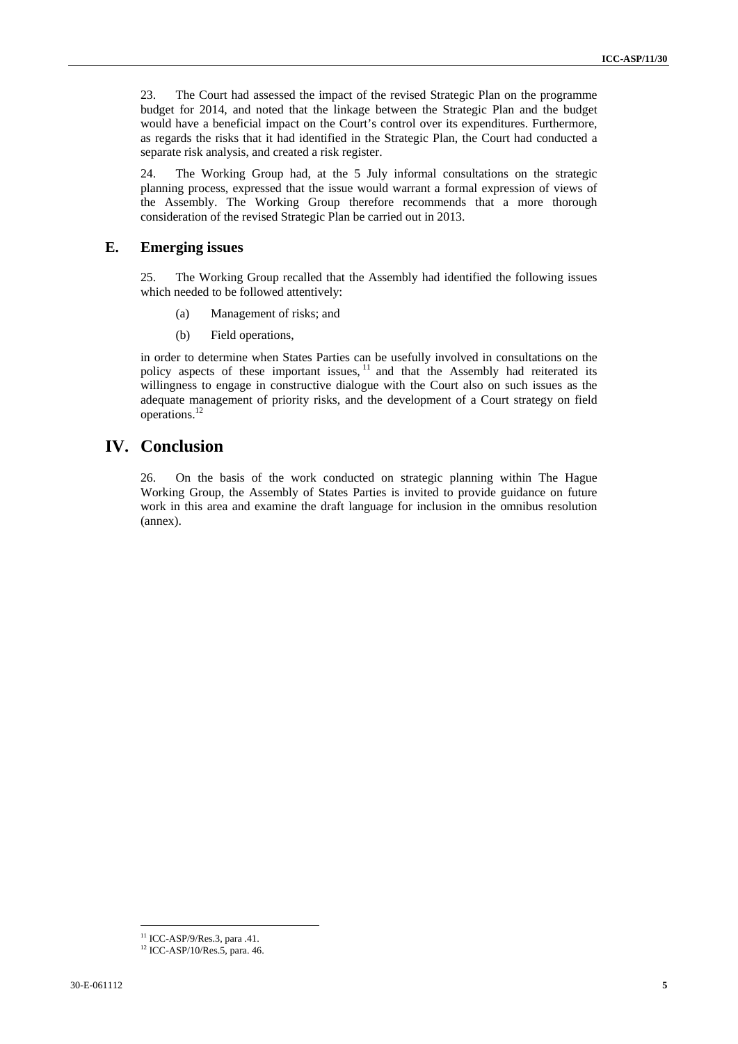23. The Court had assessed the impact of the revised Strategic Plan on the programme budget for 2014, and noted that the linkage between the Strategic Plan and the budget would have a beneficial impact on the Court's control over its expenditures. Furthermore, as regards the risks that it had identified in the Strategic Plan, the Court had conducted a separate risk analysis, and created a risk register.

24. The Working Group had, at the 5 July informal consultations on the strategic planning process, expressed that the issue would warrant a formal expression of views of the Assembly. The Working Group therefore recommends that a more thorough consideration of the revised Strategic Plan be carried out in 2013.

## E. Emerging issues

25. The Working Group recalled that the Assembly had identified the following issues which needed to be followed attentively:

(a) Management of risks; and

(b) Field operations,

in order to determine when States Parties can be usefully involved in consultations on the policy aspects of these important issues,[11] and that the Assembly had reiterated its willingness to engage in constructive dialogue with the Court also on such issues as the adequate management of priority risks, and the development of a Court strategy on field operations.[12]

# IV. Conclusion

26. On the basis of the work conducted on strategic planning within The Hague Working Group, the Assembly of States Parties is invited to provide guidance on future work in this area and examine the draft language for inclusion in the omnibus resolution (annex).

---

[11] ICC-ASP/9/Res.3, para .41.

[12] ICC-ASP/10/Res.5, para. 46.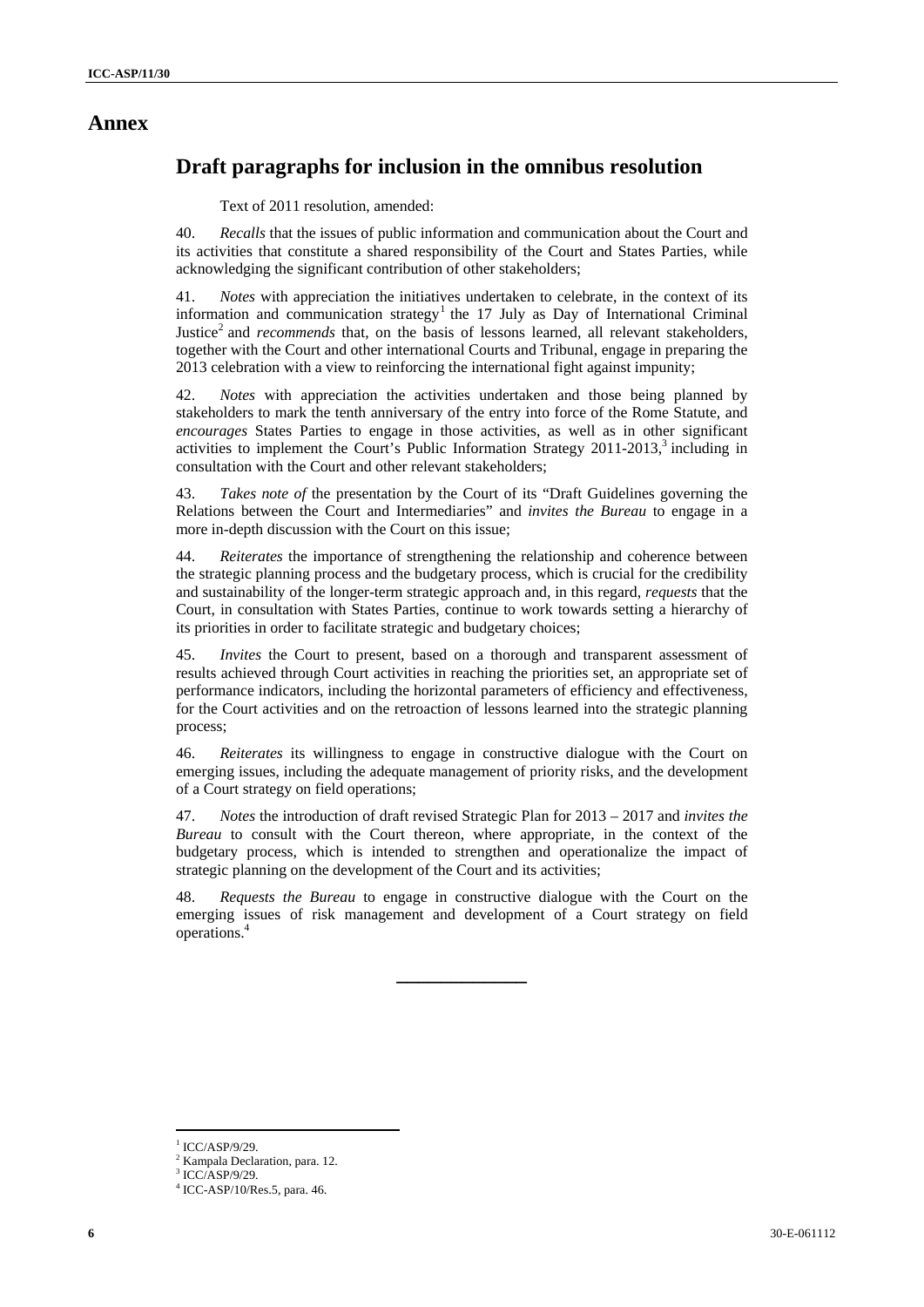# Annex

## Draft paragraphs for inclusion in the omnibus resolution

Text of 2011 resolution, amended:

40. *Recalls* that the issues of public information and communication about the Court and its activities that constitute a shared responsibility of the Court and States Parties, while acknowledging the significant contribution of other stakeholders;

41. *Notes* with appreciation the initiatives undertaken to celebrate, in the context of its information and communication strategy[1] the 17 July as Day of International Criminal Justice[2] and *recommends* that, on the basis of lessons learned, all relevant stakeholders, together with the Court and other international Courts and Tribunal, engage in preparing the 2013 celebration with a view to reinforcing the international fight against impunity;

42. *Notes* with appreciation the activities undertaken and those being planned by stakeholders to mark the tenth anniversary of the entry into force of the Rome Statute, and *encourages* States Parties to engage in those activities, as well as in other significant activities to implement the Court's Public Information Strategy 2011-2013,[3] including in consultation with the Court and other relevant stakeholders;

43. *Takes note of* the presentation by the Court of its "Draft Guidelines governing the Relations between the Court and Intermediaries" and *invites the Bureau* to engage in a more in-depth discussion with the Court on this issue;

44. *Reiterates* the importance of strengthening the relationship and coherence between the strategic planning process and the budgetary process, which is crucial for the credibility and sustainability of the longer-term strategic approach and, in this regard, *requests* that the Court, in consultation with States Parties, continue to work towards setting a hierarchy of its priorities in order to facilitate strategic and budgetary choices;

45. *Invites* the Court to present, based on a thorough and transparent assessment of results achieved through Court activities in reaching the priorities set, an appropriate set of performance indicators, including the horizontal parameters of efficiency and effectiveness, for the Court activities and on the retroaction of lessons learned into the strategic planning process;

46. *Reiterates* its willingness to engage in constructive dialogue with the Court on emerging issues, including the adequate management of priority risks, and the development of a Court strategy on field operations;

47. *Notes* the introduction of draft revised Strategic Plan for 2013 – 2017 and *invites the Bureau* to consult with the Court thereon, where appropriate, in the context of the budgetary process, which is intended to strengthen and operationalize the impact of strategic planning on the development of the Court and its activities;

48. *Requests the Bureau* to engage in constructive dialogue with the Court on the emerging issues of risk management and development of a Court strategy on field operations.[4]

---

[1] ICC/ASP/9/29.

[2] Kampala Declaration, para. 12.

[3] ICC/ASP/9/29.

[4] ICC-ASP/10/Res.5, para. 46.